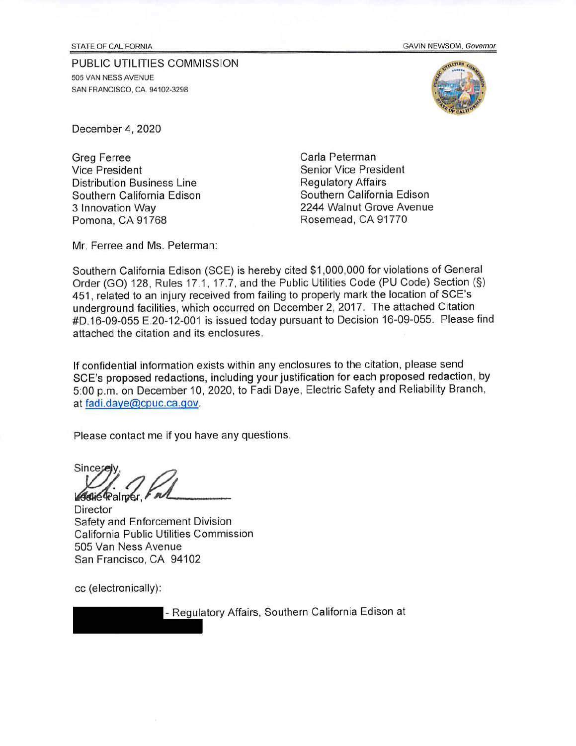STATE OF CALIFORNIA — GAVIN NEWSOM, *Governor*

PUBLIC UTILITIES COMMISSION
505 VAN NESS AVENUE
SAN FRANCISCO, CA 94102-3298

December 4, 2020

Greg Ferree
Vice President
Distribution Business Line
Southern California Edison
3 Innovation Way
Pomona, CA 91768

Carla Peterman
Senior Vice President
Regulatory Affairs
Southern California Edison
2244 Walnut Grove Avenue
Rosemead, CA 91770

Mr. Ferree and Ms. Peterman:

Southern California Edison (SCE) is hereby cited $1,000,000 for violations of General Order (GO) 128, Rules 17.1, 17.7, and the Public Utilities Code (PU Code) Section (§) 451, related to an injury received from failing to properly mark the location of SCE's underground facilities, which occurred on December 2, 2017. The attached Citation #D.16-09-055 E.20-12-001 is issued today pursuant to Decision 16-09-055. Please find attached the citation and its enclosures.

If confidential information exists within any enclosures to the citation, please send SCE's proposed redactions, including your justification for each proposed redaction, by 5:00 p.m. on December 10, 2020, to Fadi Daye, Electric Safety and Reliability Branch, at fadi.daye@cpuc.ca.gov.

Please contact me if you have any questions.

Sincerely,

Leslie Palmer,
Director
Safety and Enforcement Division
California Public Utilities Commission
505 Van Ness Avenue
San Francisco, CA 94102

cc (electronically):

[REDACTED] - Regulatory Affairs, Southern California Edison at [REDACTED]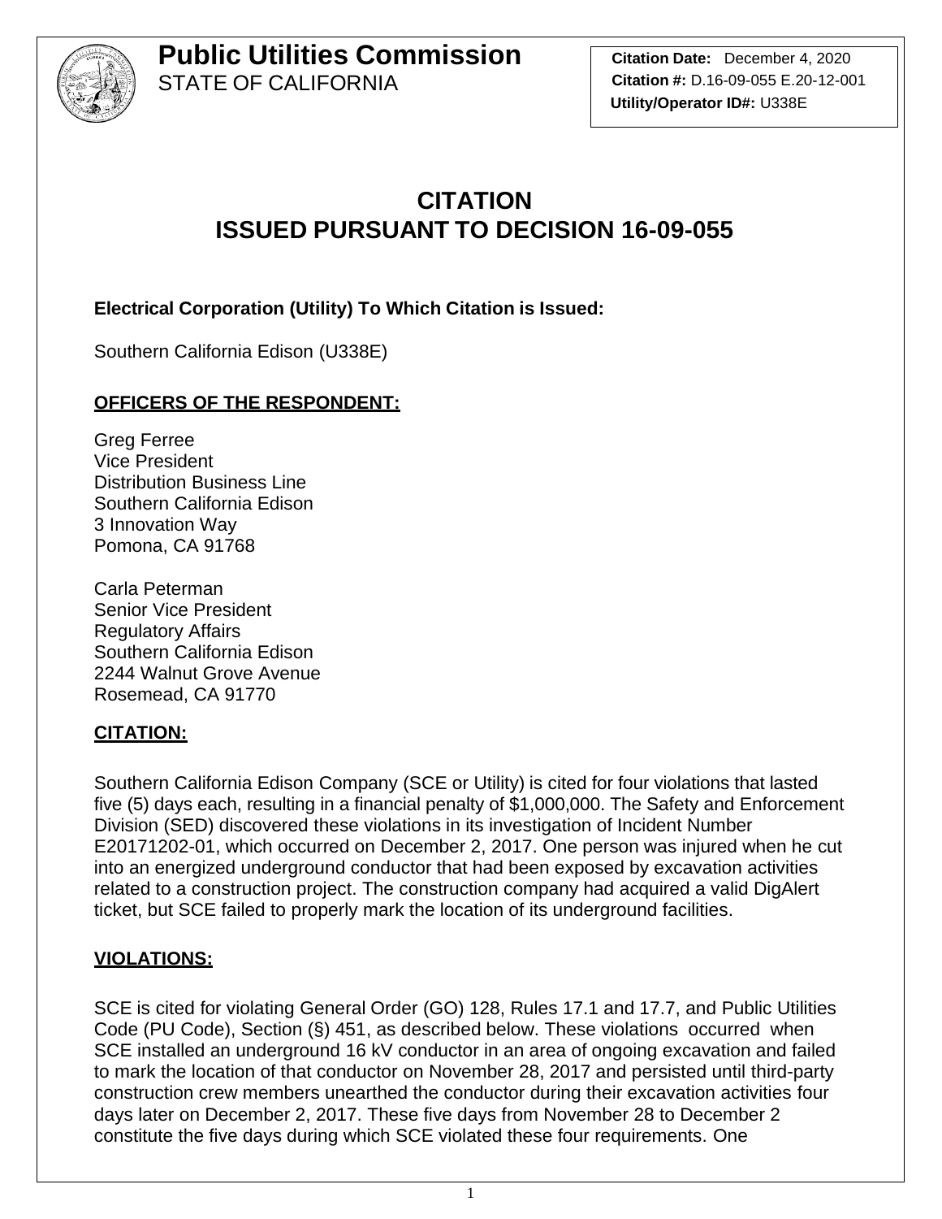**Public Utilities Commission**
STATE OF CALIFORNIA

**Citation Date:** December 4, 2020
**Citation #:** D.16-09-055 E.20-12-001
**Utility/Operator ID#:** U338E

# CITATION
# ISSUED PURSUANT TO DECISION 16-09-055

**Electrical Corporation (Utility) To Which Citation is Issued:**

Southern California Edison (U338E)

## OFFICERS OF THE RESPONDENT:

Greg Ferree
Vice President
Distribution Business Line
Southern California Edison
3 Innovation Way
Pomona, CA 91768

Carla Peterman
Senior Vice President
Regulatory Affairs
Southern California Edison
2244 Walnut Grove Avenue
Rosemead, CA 91770

## CITATION:

Southern California Edison Company (SCE or Utility) is cited for four violations that lasted five (5) days each, resulting in a financial penalty of $1,000,000. The Safety and Enforcement Division (SED) discovered these violations in its investigation of Incident Number E20171202-01, which occurred on December 2, 2017. One person was injured when he cut into an energized underground conductor that had been exposed by excavation activities related to a construction project. The construction company had acquired a valid DigAlert ticket, but SCE failed to properly mark the location of its underground facilities.

## VIOLATIONS:

SCE is cited for violating General Order (GO) 128, Rules 17.1 and 17.7, and Public Utilities Code (PU Code), Section (§) 451, as described below. These violations occurred when SCE installed an underground 16 kV conductor in an area of ongoing excavation and failed to mark the location of that conductor on November 28, 2017 and persisted until third-party construction crew members unearthed the conductor during their excavation activities four days later on December 2, 2017. These five days from November 28 to December 2 constitute the five days during which SCE violated these four requirements. One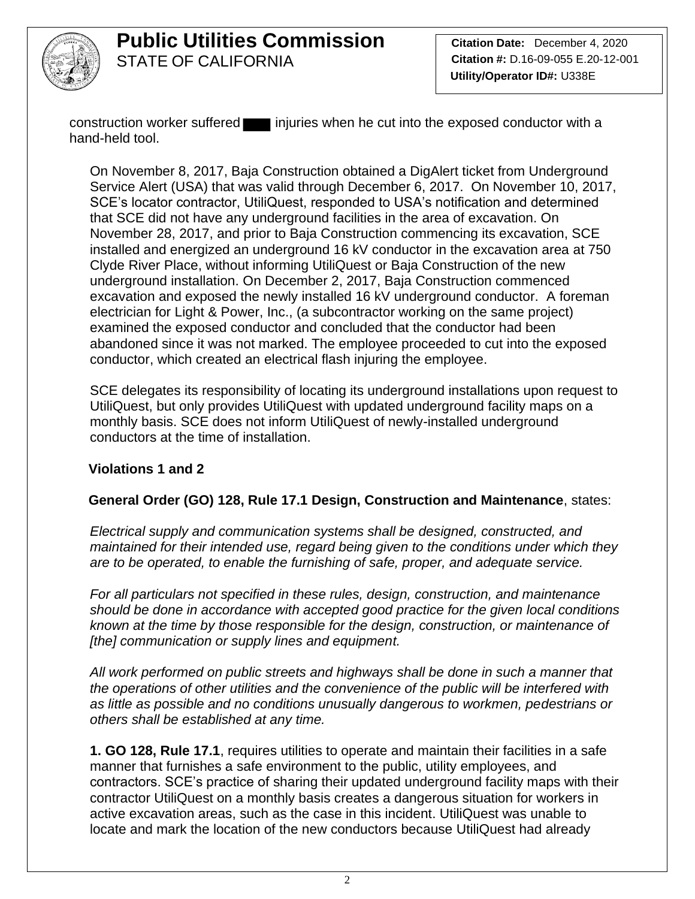construction worker suffered ███ injuries when he cut into the exposed conductor with a hand-held tool.

On November 8, 2017, Baja Construction obtained a DigAlert ticket from Underground Service Alert (USA) that was valid through December 6, 2017. On November 10, 2017, SCE's locator contractor, UtiliQuest, responded to USA's notification and determined that SCE did not have any underground facilities in the area of excavation. On November 28, 2017, and prior to Baja Construction commencing its excavation, SCE installed and energized an underground 16 kV conductor in the excavation area at 750 Clyde River Place, without informing UtiliQuest or Baja Construction of the new underground installation. On December 2, 2017, Baja Construction commenced excavation and exposed the newly installed 16 kV underground conductor. A foreman electrician for Light & Power, Inc., (a subcontractor working on the same project) examined the exposed conductor and concluded that the conductor had been abandoned since it was not marked. The employee proceeded to cut into the exposed conductor, which created an electrical flash injuring the employee.

SCE delegates its responsibility of locating its underground installations upon request to UtiliQuest, but only provides UtiliQuest with updated underground facility maps on a monthly basis. SCE does not inform UtiliQuest of newly-installed underground conductors at the time of installation.

**Violations 1 and 2**

**General Order (GO) 128, Rule 17.1 Design, Construction and Maintenance**, states:

*Electrical supply and communication systems shall be designed, constructed, and maintained for their intended use, regard being given to the conditions under which they are to be operated, to enable the furnishing of safe, proper, and adequate service.*

*For all particulars not specified in these rules, design, construction, and maintenance should be done in accordance with accepted good practice for the given local conditions known at the time by those responsible for the design, construction, or maintenance of [the] communication or supply lines and equipment.*

*All work performed on public streets and highways shall be done in such a manner that the operations of other utilities and the convenience of the public will be interfered with as little as possible and no conditions unusually dangerous to workmen, pedestrians or others shall be established at any time.*

**1. GO 128, Rule 17.1**, requires utilities to operate and maintain their facilities in a safe manner that furnishes a safe environment to the public, utility employees, and contractors. SCE's practice of sharing their updated underground facility maps with their contractor UtiliQuest on a monthly basis creates a dangerous situation for workers in active excavation areas, such as the case in this incident. UtiliQuest was unable to locate and mark the location of the new conductors because UtiliQuest had already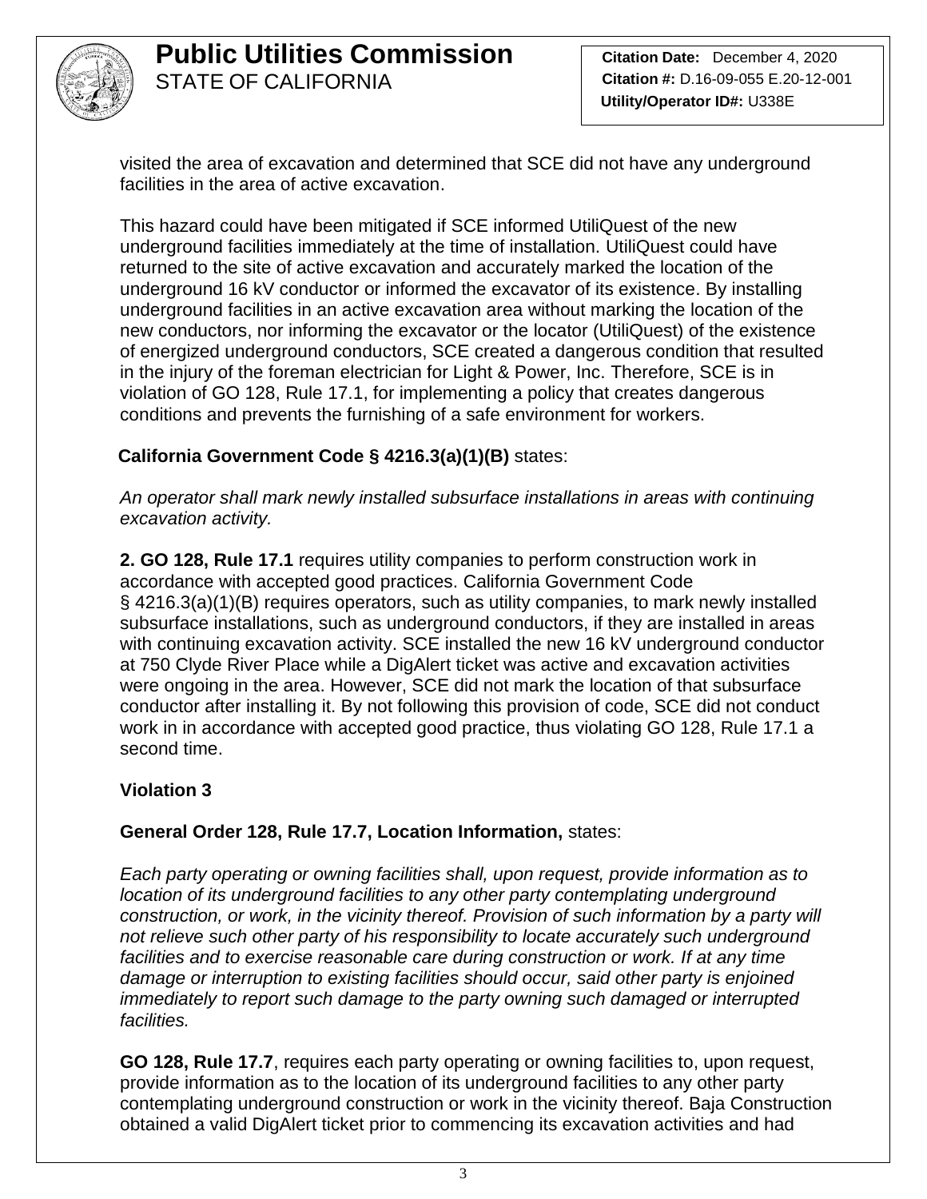visited the area of excavation and determined that SCE did not have any underground facilities in the area of active excavation.

This hazard could have been mitigated if SCE informed UtiliQuest of the new underground facilities immediately at the time of installation. UtiliQuest could have returned to the site of active excavation and accurately marked the location of the underground 16 kV conductor or informed the excavator of its existence. By installing underground facilities in an active excavation area without marking the location of the new conductors, nor informing the excavator or the locator (UtiliQuest) of the existence of energized underground conductors, SCE created a dangerous condition that resulted in the injury of the foreman electrician for Light & Power, Inc. Therefore, SCE is in violation of GO 128, Rule 17.1, for implementing a policy that creates dangerous conditions and prevents the furnishing of a safe environment for workers.

**California Government Code § 4216.3(a)(1)(B)** states:

*An operator shall mark newly installed subsurface installations in areas with continuing excavation activity.*

**2. GO 128, Rule 17.1** requires utility companies to perform construction work in accordance with accepted good practices. California Government Code § 4216.3(a)(1)(B) requires operators, such as utility companies, to mark newly installed subsurface installations, such as underground conductors, if they are installed in areas with continuing excavation activity. SCE installed the new 16 kV underground conductor at 750 Clyde River Place while a DigAlert ticket was active and excavation activities were ongoing in the area. However, SCE did not mark the location of that subsurface conductor after installing it. By not following this provision of code, SCE did not conduct work in in accordance with accepted good practice, thus violating GO 128, Rule 17.1 a second time.

**Violation 3**

**General Order 128, Rule 17.7, Location Information,** states:

*Each party operating or owning facilities shall, upon request, provide information as to location of its underground facilities to any other party contemplating underground construction, or work, in the vicinity thereof. Provision of such information by a party will not relieve such other party of his responsibility to locate accurately such underground facilities and to exercise reasonable care during construction or work. If at any time damage or interruption to existing facilities should occur, said other party is enjoined immediately to report such damage to the party owning such damaged or interrupted facilities.*

**GO 128, Rule 17.7**, requires each party operating or owning facilities to, upon request, provide information as to the location of its underground facilities to any other party contemplating underground construction or work in the vicinity thereof. Baja Construction obtained a valid DigAlert ticket prior to commencing its excavation activities and had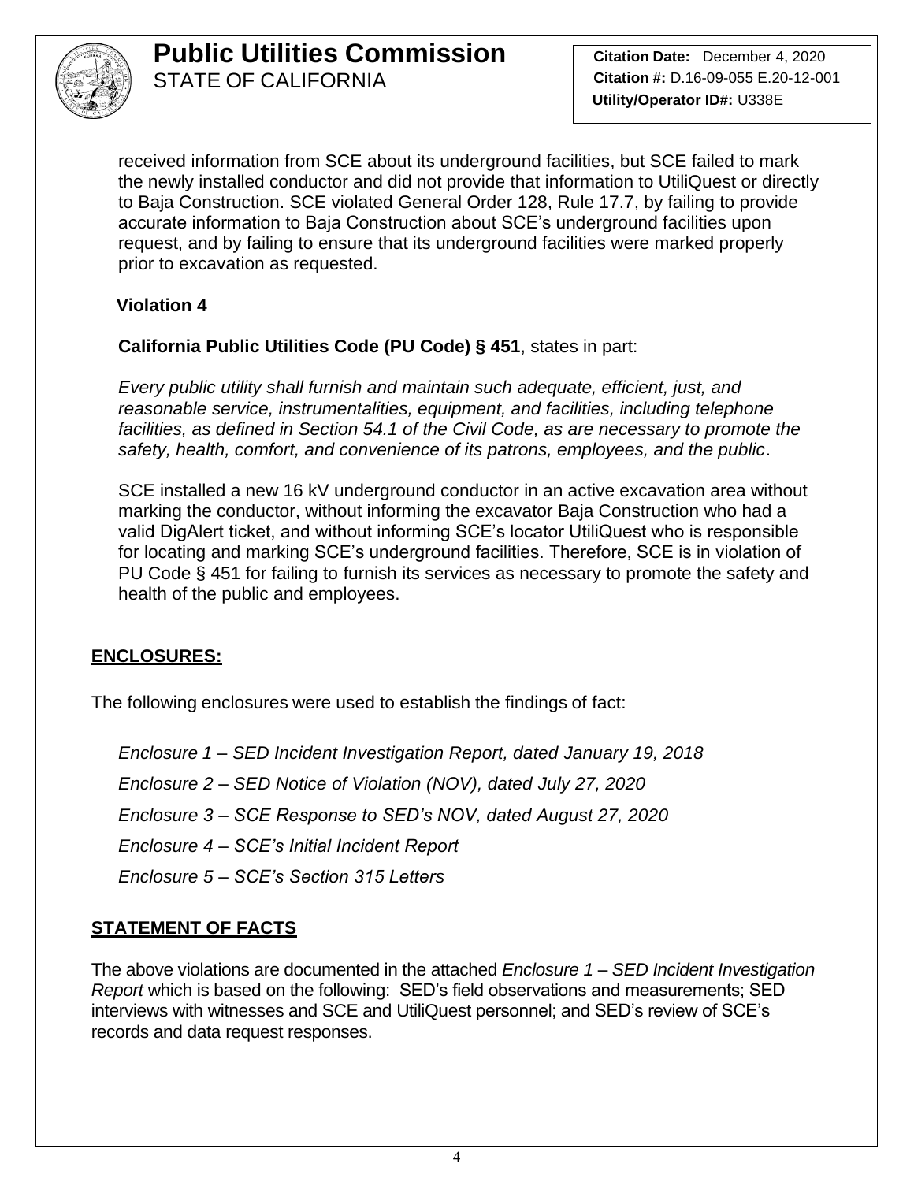received information from SCE about its underground facilities, but SCE failed to mark the newly installed conductor and did not provide that information to UtiliQuest or directly to Baja Construction. SCE violated General Order 128, Rule 17.7, by failing to provide accurate information to Baja Construction about SCE's underground facilities upon request, and by failing to ensure that its underground facilities were marked properly prior to excavation as requested.

**Violation 4**

**California Public Utilities Code (PU Code) § 451**, states in part:

*Every public utility shall furnish and maintain such adequate, efficient, just, and reasonable service, instrumentalities, equipment, and facilities, including telephone facilities, as defined in Section 54.1 of the Civil Code, as are necessary to promote the safety, health, comfort, and convenience of its patrons, employees, and the public*.

SCE installed a new 16 kV underground conductor in an active excavation area without marking the conductor, without informing the excavator Baja Construction who had a valid DigAlert ticket, and without informing SCE's locator UtiliQuest who is responsible for locating and marking SCE's underground facilities. Therefore, SCE is in violation of PU Code § 451 for failing to furnish its services as necessary to promote the safety and health of the public and employees.

## ENCLOSURES:

The following enclosures were used to establish the findings of fact:

*Enclosure 1 – SED Incident Investigation Report, dated January 19, 2018*

*Enclosure 2 – SED Notice of Violation (NOV), dated July 27, 2020*

*Enclosure 3 – SCE Response to SED's NOV, dated August 27, 2020*

*Enclosure 4 – SCE's Initial Incident Report*

*Enclosure 5 – SCE's Section 315 Letters*

## STATEMENT OF FACTS

The above violations are documented in the attached *Enclosure 1 – SED Incident Investigation Report* which is based on the following: SED's field observations and measurements; SED interviews with witnesses and SCE and UtiliQuest personnel; and SED's review of SCE's records and data request responses.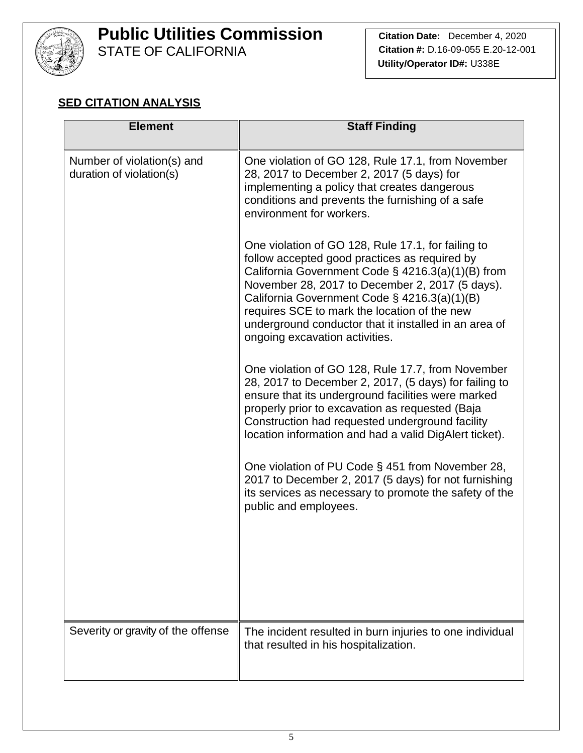# Public Utilities Commission
STATE OF CALIFORNIA

**Citation Date:** December 4, 2020
**Citation #:** D.16-09-055 E.20-12-001
**Utility/Operator ID#:** U338E

**SED CITATION ANALYSIS**

| Element | Staff Finding |
|---|---|
| Number of violation(s) and duration of violation(s) | One violation of GO 128, Rule 17.1, from November 28, 2017 to December 2, 2017 (5 days) for implementing a policy that creates dangerous conditions and prevents the furnishing of a safe environment for workers.<br><br>One violation of GO 128, Rule 17.1, for failing to follow accepted good practices as required by California Government Code § 4216.3(a)(1)(B) from November 28, 2017 to December 2, 2017 (5 days). California Government Code § 4216.3(a)(1)(B) requires SCE to mark the location of the new underground conductor that it installed in an area of ongoing excavation activities.<br><br>One violation of GO 128, Rule 17.7, from November 28, 2017 to December 2, 2017, (5 days) for failing to ensure that its underground facilities were marked properly prior to excavation as requested (Baja Construction had requested underground facility location information and had a valid DigAlert ticket).<br><br>One violation of PU Code § 451 from November 28, 2017 to December 2, 2017 (5 days) for not furnishing its services as necessary to promote the safety of the public and employees. |
| Severity or gravity of the offense | The incident resulted in burn injuries to one individual that resulted in his hospitalization. |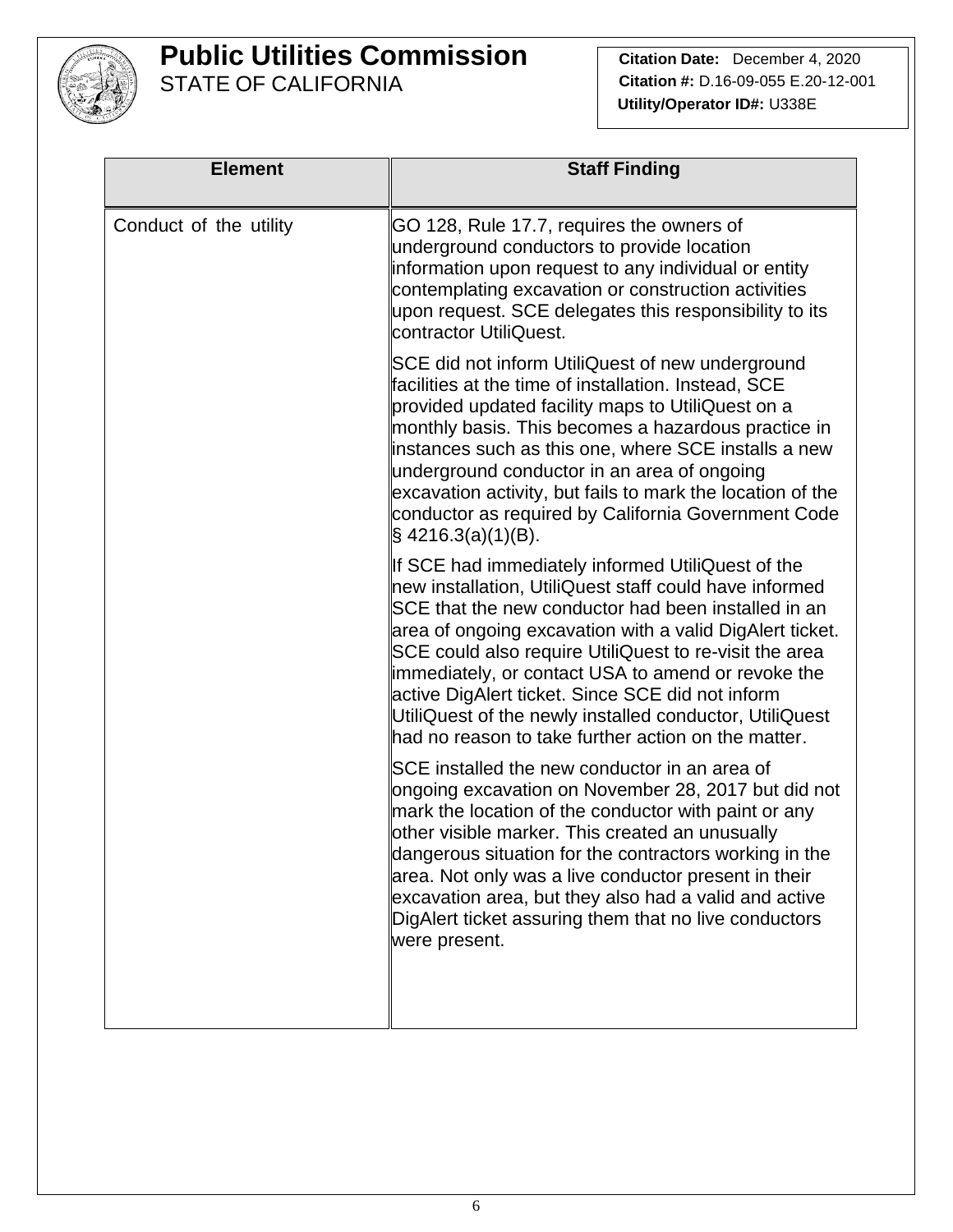# Public Utilities Commission
STATE OF CALIFORNIA

**Citation Date:** December 4, 2020
**Citation #:** D.16-09-055 E.20-12-001
**Utility/Operator ID#:** U338E

| Element | Staff Finding |
|---|---|
| Conduct of the utility | GO 128, Rule 17.7, requires the owners of underground conductors to provide location information upon request to any individual or entity contemplating excavation or construction activities upon request. SCE delegates this responsibility to its contractor UtiliQuest.<br><br>SCE did not inform UtiliQuest of new underground facilities at the time of installation. Instead, SCE provided updated facility maps to UtiliQuest on a monthly basis. This becomes a hazardous practice in instances such as this one, where SCE installs a new underground conductor in an area of ongoing excavation activity, but fails to mark the location of the conductor as required by California Government Code § 4216.3(a)(1)(B).<br><br>If SCE had immediately informed UtiliQuest of the new installation, UtiliQuest staff could have informed SCE that the new conductor had been installed in an area of ongoing excavation with a valid DigAlert ticket. SCE could also require UtiliQuest to re-visit the area immediately, or contact USA to amend or revoke the active DigAlert ticket. Since SCE did not inform UtiliQuest of the newly installed conductor, UtiliQuest had no reason to take further action on the matter.<br><br>SCE installed the new conductor in an area of ongoing excavation on November 28, 2017 but did not mark the location of the conductor with paint or any other visible marker. This created an unusually dangerous situation for the contractors working in the area. Not only was a live conductor present in their excavation area, but they also had a valid and active DigAlert ticket assuring them that no live conductors were present. |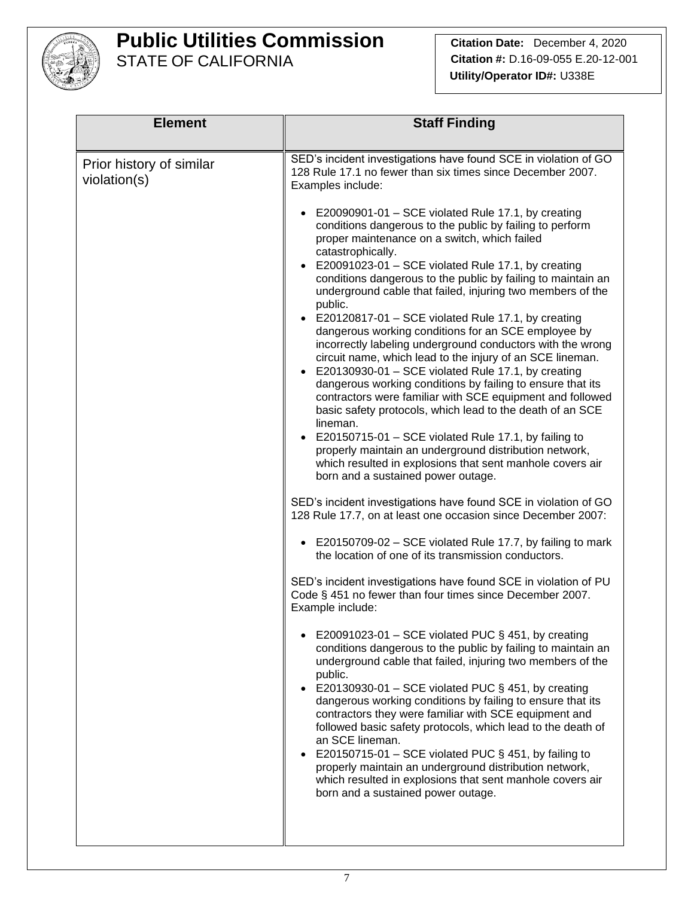**Public Utilities Commission**
STATE OF CALIFORNIA

**Citation Date:** December 4, 2020
**Citation #:** D.16-09-055 E.20-12-001
**Utility/Operator ID#:** U338E

| Element | Staff Finding |
| --- | --- |
| Prior history of similar violation(s) | SED's incident investigations have found SCE in violation of GO 128 Rule 17.1 no fewer than six times since December 2007. Examples include:<br><br>• E20090901-01 – SCE violated Rule 17.1, by creating conditions dangerous to the public by failing to perform proper maintenance on a switch, which failed catastrophically.<br>• E20091023-01 – SCE violated Rule 17.1, by creating conditions dangerous to the public by failing to maintain an underground cable that failed, injuring two members of the public.<br>• E20120817-01 – SCE violated Rule 17.1, by creating dangerous working conditions for an SCE employee by incorrectly labeling underground conductors with the wrong circuit name, which lead to the injury of an SCE lineman.<br>• E20130930-01 – SCE violated Rule 17.1, by creating dangerous working conditions by failing to ensure that its contractors were familiar with SCE equipment and followed basic safety protocols, which lead to the death of an SCE lineman.<br>• E20150715-01 – SCE violated Rule 17.1, by failing to properly maintain an underground distribution network, which resulted in explosions that sent manhole covers air born and a sustained power outage.<br><br>SED's incident investigations have found SCE in violation of GO 128 Rule 17.7, on at least one occasion since December 2007:<br><br>• E20150709-02 – SCE violated Rule 17.7, by failing to mark the location of one of its transmission conductors.<br><br>SED's incident investigations have found SCE in violation of PU Code § 451 no fewer than four times since December 2007. Example include:<br><br>• E20091023-01 – SCE violated PUC § 451, by creating conditions dangerous to the public by failing to maintain an underground cable that failed, injuring two members of the public.<br>• E20130930-01 – SCE violated PUC § 451, by creating dangerous working conditions by failing to ensure that its contractors they were familiar with SCE equipment and followed basic safety protocols, which lead to the death of an SCE lineman.<br>• E20150715-01 – SCE violated PUC § 451, by failing to properly maintain an underground distribution network, which resulted in explosions that sent manhole covers air born and a sustained power outage. |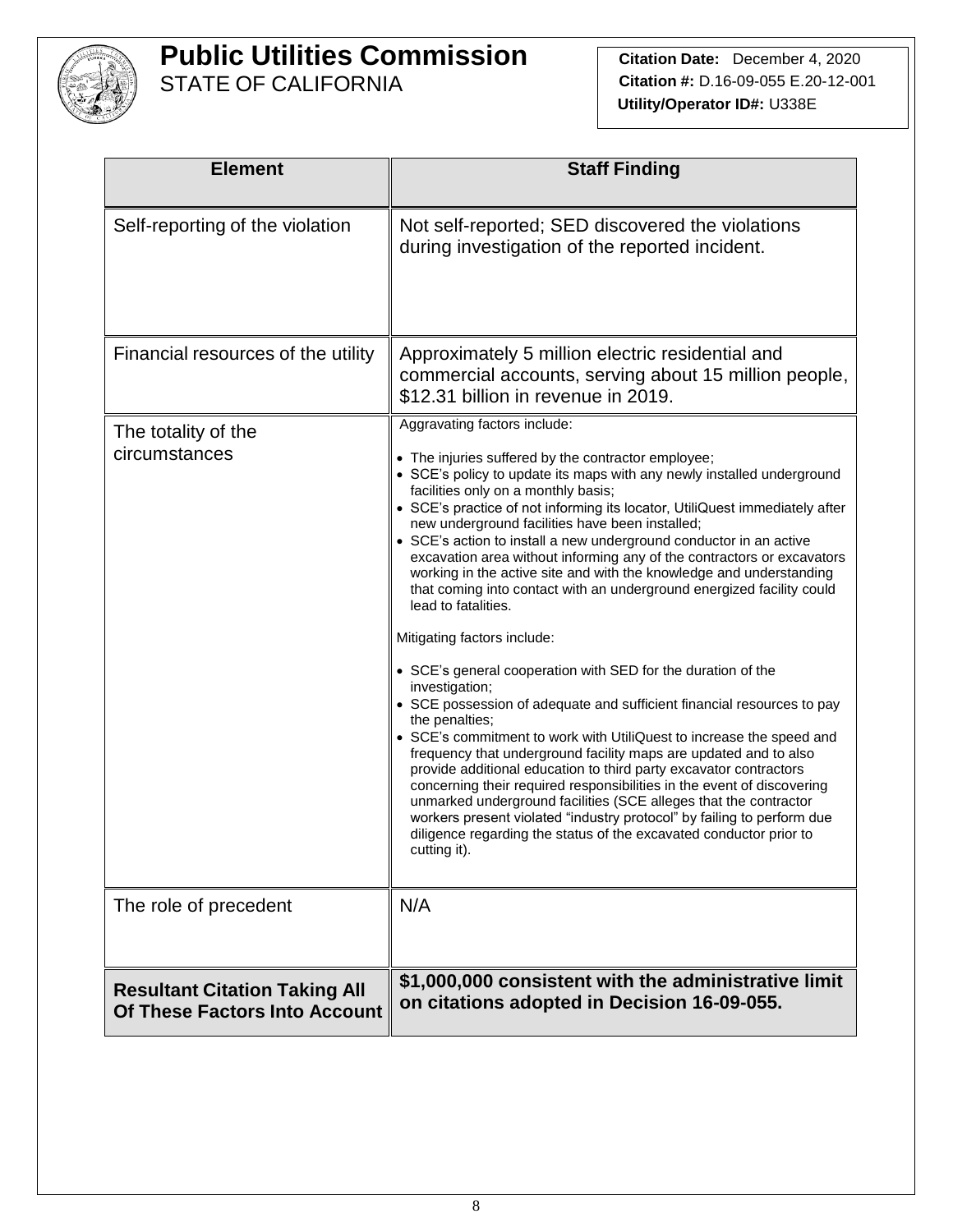| Element | Staff Finding |
| --- | --- |
| Self-reporting of the violation | Not self-reported; SED discovered the violations during investigation of the reported incident. |
| Financial resources of the utility | Approximately 5 million electric residential and commercial accounts, serving about 15 million people, $12.31 billion in revenue in 2019. |
| The totality of the circumstances | Aggravating factors include:<br><br>• The injuries suffered by the contractor employee;<br>• SCE's policy to update its maps with any newly installed underground facilities only on a monthly basis;<br>• SCE's practice of not informing its locator, UtiliQuest immediately after new underground facilities have been installed;<br>• SCE's action to install a new underground conductor in an active excavation area without informing any of the contractors or excavators working in the active site and with the knowledge and understanding that coming into contact with an underground energized facility could lead to fatalities.<br><br>Mitigating factors include:<br><br>• SCE's general cooperation with SED for the duration of the investigation;<br>• SCE possession of adequate and sufficient financial resources to pay the penalties;<br>• SCE's commitment to work with UtiliQuest to increase the speed and frequency that underground facility maps are updated and to also provide additional education to third party excavator contractors concerning their required responsibilities in the event of discovering unmarked underground facilities (SCE alleges that the contractor workers present violated "industry protocol" by failing to perform due diligence regarding the status of the excavated conductor prior to cutting it). |
| The role of precedent | N/A |
| **Resultant Citation Taking All Of These Factors Into Account** | **$1,000,000 consistent with the administrative limit on citations adopted in Decision 16-09-055.** |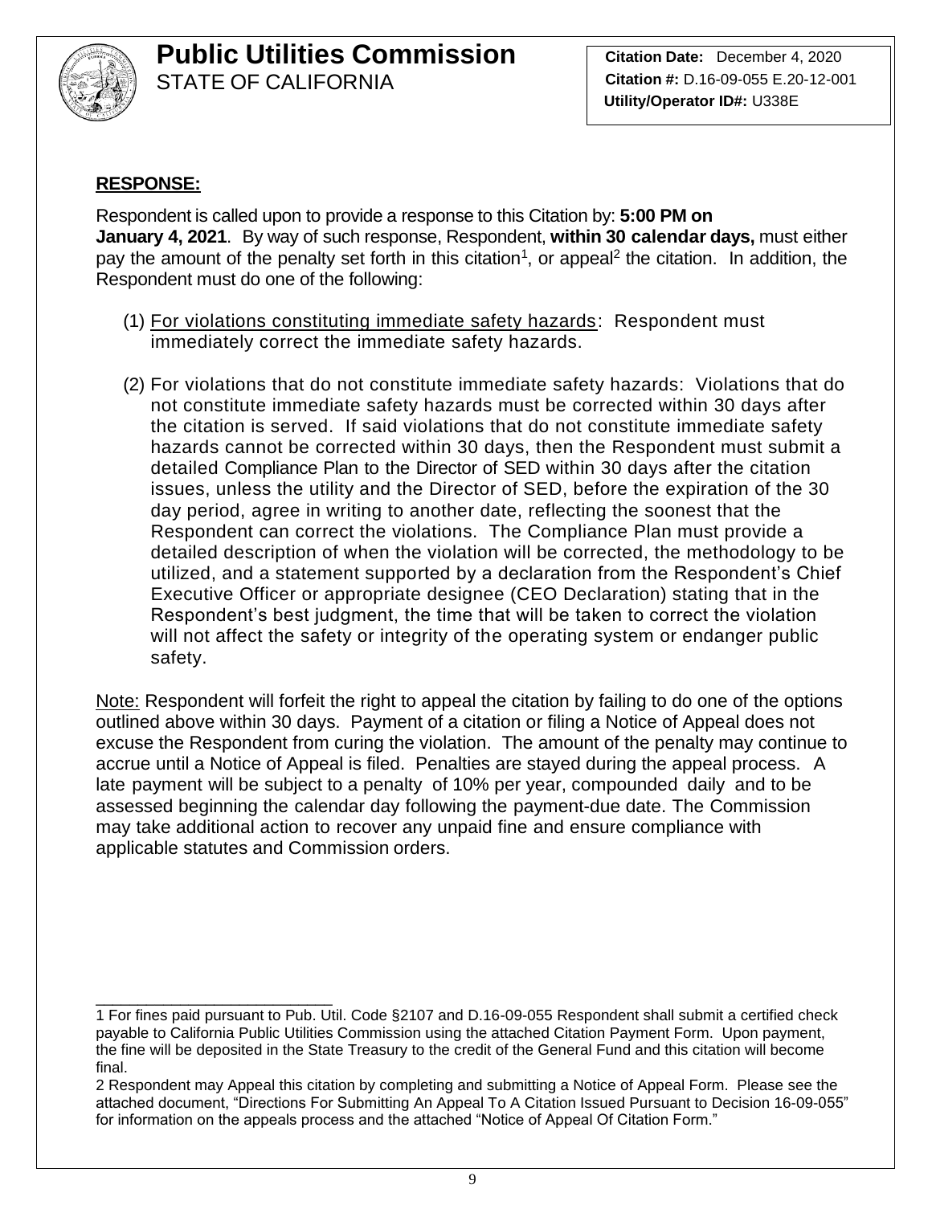# Public Utilities Commission
STATE OF CALIFORNIA

**Citation Date:** December 4, 2020
**Citation #:** D.16-09-055 E.20-12-001
**Utility/Operator ID#:** U338E

**RESPONSE:**

Respondent is called upon to provide a response to this Citation by: **5:00 PM on January 4, 2021**. By way of such response, Respondent, **within 30 calendar days,** must either pay the amount of the penalty set forth in this citation[1], or appeal[2] the citation. In addition, the Respondent must do one of the following:

(1) For violations constituting immediate safety hazards: Respondent must immediately correct the immediate safety hazards.

(2) For violations that do not constitute immediate safety hazards: Violations that do not constitute immediate safety hazards must be corrected within 30 days after the citation is served. If said violations that do not constitute immediate safety hazards cannot be corrected within 30 days, then the Respondent must submit a detailed Compliance Plan to the Director of SED within 30 days after the citation issues, unless the utility and the Director of SED, before the expiration of the 30 day period, agree in writing to another date, reflecting the soonest that the Respondent can correct the violations. The Compliance Plan must provide a detailed description of when the violation will be corrected, the methodology to be utilized, and a statement supported by a declaration from the Respondent's Chief Executive Officer or appropriate designee (CEO Declaration) stating that in the Respondent's best judgment, the time that will be taken to correct the violation will not affect the safety or integrity of the operating system or endanger public safety.

Note: Respondent will forfeit the right to appeal the citation by failing to do one of the options outlined above within 30 days. Payment of a citation or filing a Notice of Appeal does not excuse the Respondent from curing the violation. The amount of the penalty may continue to accrue until a Notice of Appeal is filed. Penalties are stayed during the appeal process. A late payment will be subject to a penalty of 10% per year, compounded daily and to be assessed beginning the calendar day following the payment-due date. The Commission may take additional action to recover any unpaid fine and ensure compliance with applicable statutes and Commission orders.

---

1 For fines paid pursuant to Pub. Util. Code §2107 and D.16-09-055 Respondent shall submit a certified check payable to California Public Utilities Commission using the attached Citation Payment Form. Upon payment, the fine will be deposited in the State Treasury to the credit of the General Fund and this citation will become final.

2 Respondent may Appeal this citation by completing and submitting a Notice of Appeal Form. Please see the attached document, "Directions For Submitting An Appeal To A Citation Issued Pursuant to Decision 16-09-055" for information on the appeals process and the attached "Notice of Appeal Of Citation Form."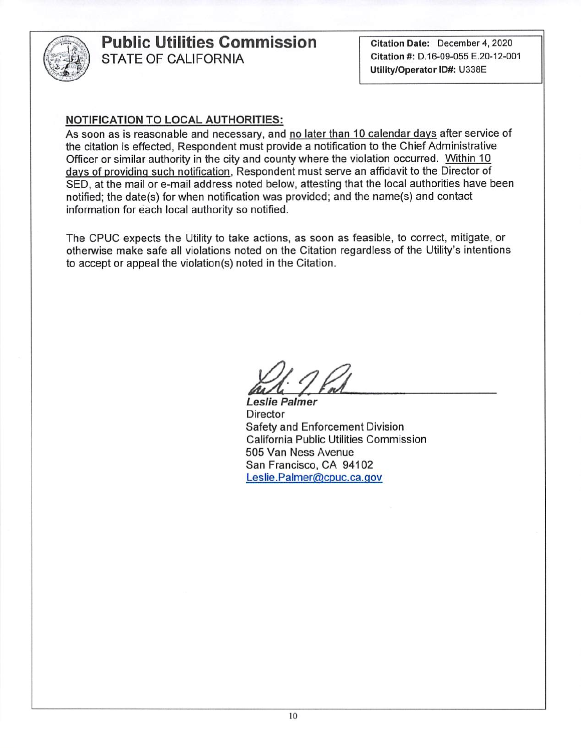# Public Utilities Commission
STATE OF CALIFORNIA

**Citation Date:** December 4, 2020
**Citation #:** D.16-09-055 E.20-12-001
**Utility/Operator ID#:** U338E

**NOTIFICATION TO LOCAL AUTHORITIES:**

As soon as is reasonable and necessary, and no later than 10 calendar days after service of the citation is effected, Respondent must provide a notification to the Chief Administrative Officer or similar authority in the city and county where the violation occurred. Within 10 days of providing such notification, Respondent must serve an affidavit to the Director of SED, at the mail or e-mail address noted below, attesting that the local authorities have been notified; the date(s) for when notification was provided; and the name(s) and contact information for each local authority so notified.

The CPUC expects the Utility to take actions, as soon as feasible, to correct, mitigate, or otherwise make safe all violations noted on the Citation regardless of the Utility's intentions to accept or appeal the violation(s) noted in the Citation.

*Leslie Palmer*
Director
Safety and Enforcement Division
California Public Utilities Commission
505 Van Ness Avenue
San Francisco, CA 94102
Leslie.Palmer@cpuc.ca.gov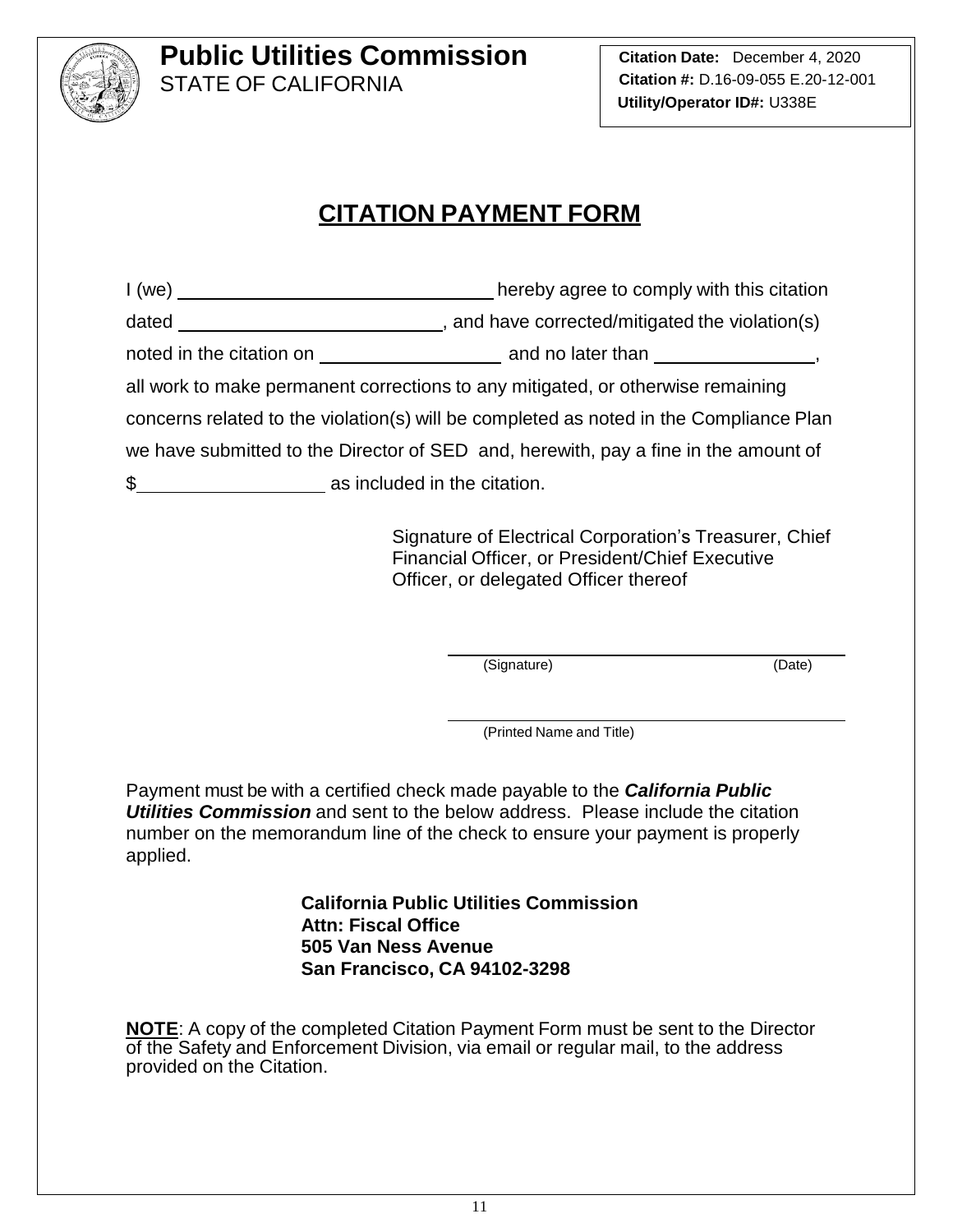# Public Utilities Commission
STATE OF CALIFORNIA

**Citation Date:** December 4, 2020
**Citation #:** D.16-09-055 E.20-12-001
**Utility/Operator ID#:** U338E

## CITATION PAYMENT FORM

I (we) ______________________________ hereby agree to comply with this citation dated __________________________, and have corrected/mitigated the violation(s) noted in the citation on _________________ and no later than _______________, all work to make permanent corrections to any mitigated, or otherwise remaining concerns related to the violation(s) will be completed as noted in the Compliance Plan we have submitted to the Director of SED and, herewith, pay a fine in the amount of $_________________ as included in the citation.

Signature of Electrical Corporation's Treasurer, Chief Financial Officer, or President/Chief Executive Officer, or delegated Officer thereof

______________________________________________
(Signature) (Date)

______________________________________________
(Printed Name and Title)

Payment must be with a certified check made payable to the ***California Public Utilities Commission*** and sent to the below address. Please include the citation number on the memorandum line of the check to ensure your payment is properly applied.

**California Public Utilities Commission**
**Attn: Fiscal Office**
**505 Van Ness Avenue**
**San Francisco, CA 94102-3298**

**NOTE**: A copy of the completed Citation Payment Form must be sent to the Director of the Safety and Enforcement Division, via email or regular mail, to the address provided on the Citation.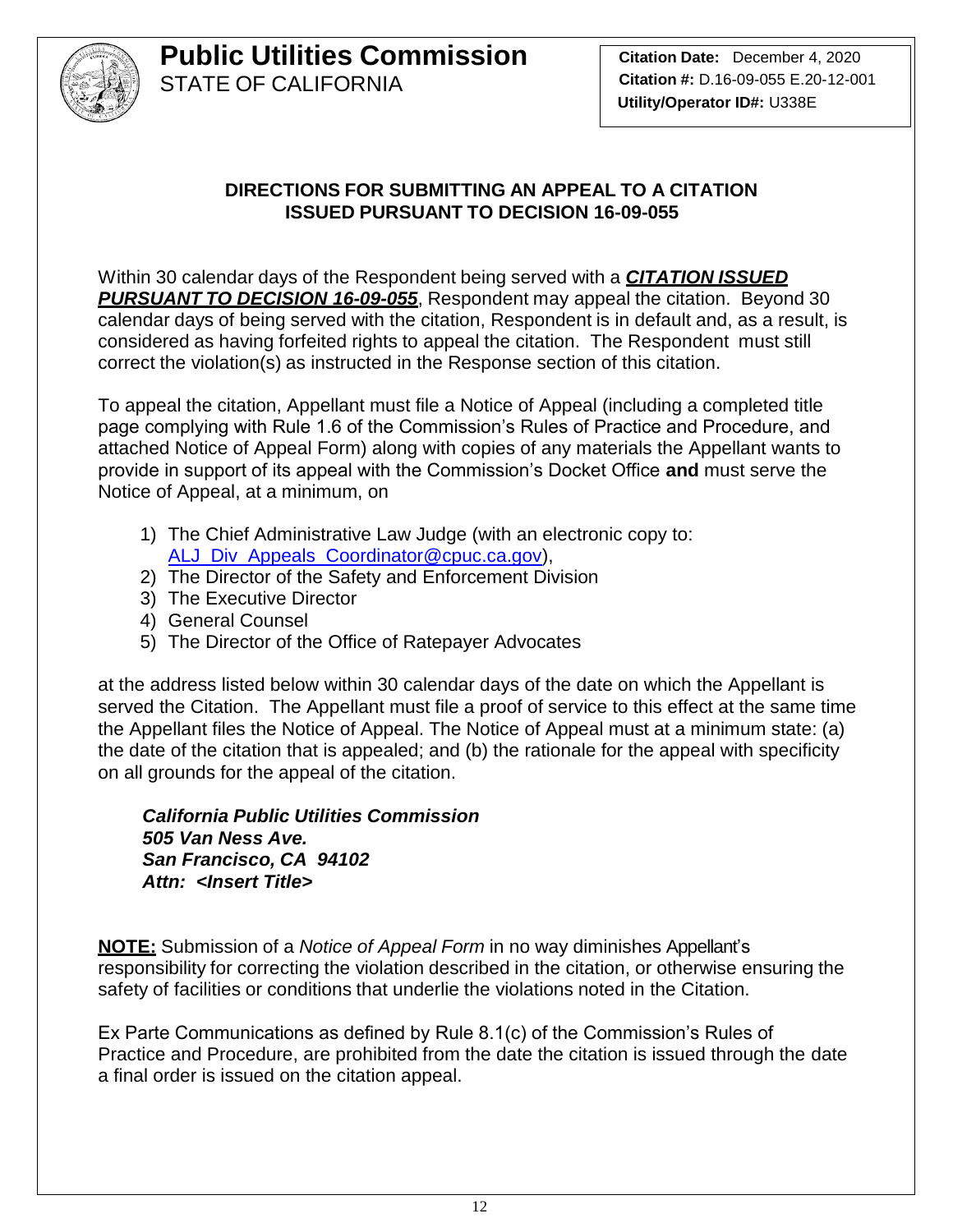**Public Utilities Commission**
STATE OF CALIFORNIA

**Citation Date:** December 4, 2020
**Citation #:** D.16-09-055 E.20-12-001
**Utility/Operator ID#:** U338E

## DIRECTIONS FOR SUBMITTING AN APPEAL TO A CITATION ISSUED PURSUANT TO DECISION 16-09-055

Within 30 calendar days of the Respondent being served with a ***CITATION ISSUED PURSUANT TO DECISION 16-09-055***, Respondent may appeal the citation. Beyond 30 calendar days of being served with the citation, Respondent is in default and, as a result, is considered as having forfeited rights to appeal the citation. The Respondent must still correct the violation(s) as instructed in the Response section of this citation.

To appeal the citation, Appellant must file a Notice of Appeal (including a completed title page complying with Rule 1.6 of the Commission's Rules of Practice and Procedure, and attached Notice of Appeal Form) along with copies of any materials the Appellant wants to provide in support of its appeal with the Commission's Docket Office **and** must serve the Notice of Appeal, at a minimum, on

1) The Chief Administrative Law Judge (with an electronic copy to: ALJ_Div_Appeals_Coordinator@cpuc.ca.gov),
2) The Director of the Safety and Enforcement Division
3) The Executive Director
4) General Counsel
5) The Director of the Office of Ratepayer Advocates

at the address listed below within 30 calendar days of the date on which the Appellant is served the Citation. The Appellant must file a proof of service to this effect at the same time the Appellant files the Notice of Appeal. The Notice of Appeal must at a minimum state: (a) the date of the citation that is appealed; and (b) the rationale for the appeal with specificity on all grounds for the appeal of the citation.

***California Public Utilities Commission***
***505 Van Ness Ave.***
***San Francisco, CA 94102***
***Attn: <Insert Title>***

**NOTE:** Submission of a *Notice of Appeal Form* in no way diminishes Appellant's responsibility for correcting the violation described in the citation, or otherwise ensuring the safety of facilities or conditions that underlie the violations noted in the Citation.

Ex Parte Communications as defined by Rule 8.1(c) of the Commission's Rules of Practice and Procedure, are prohibited from the date the citation is issued through the date a final order is issued on the citation appeal.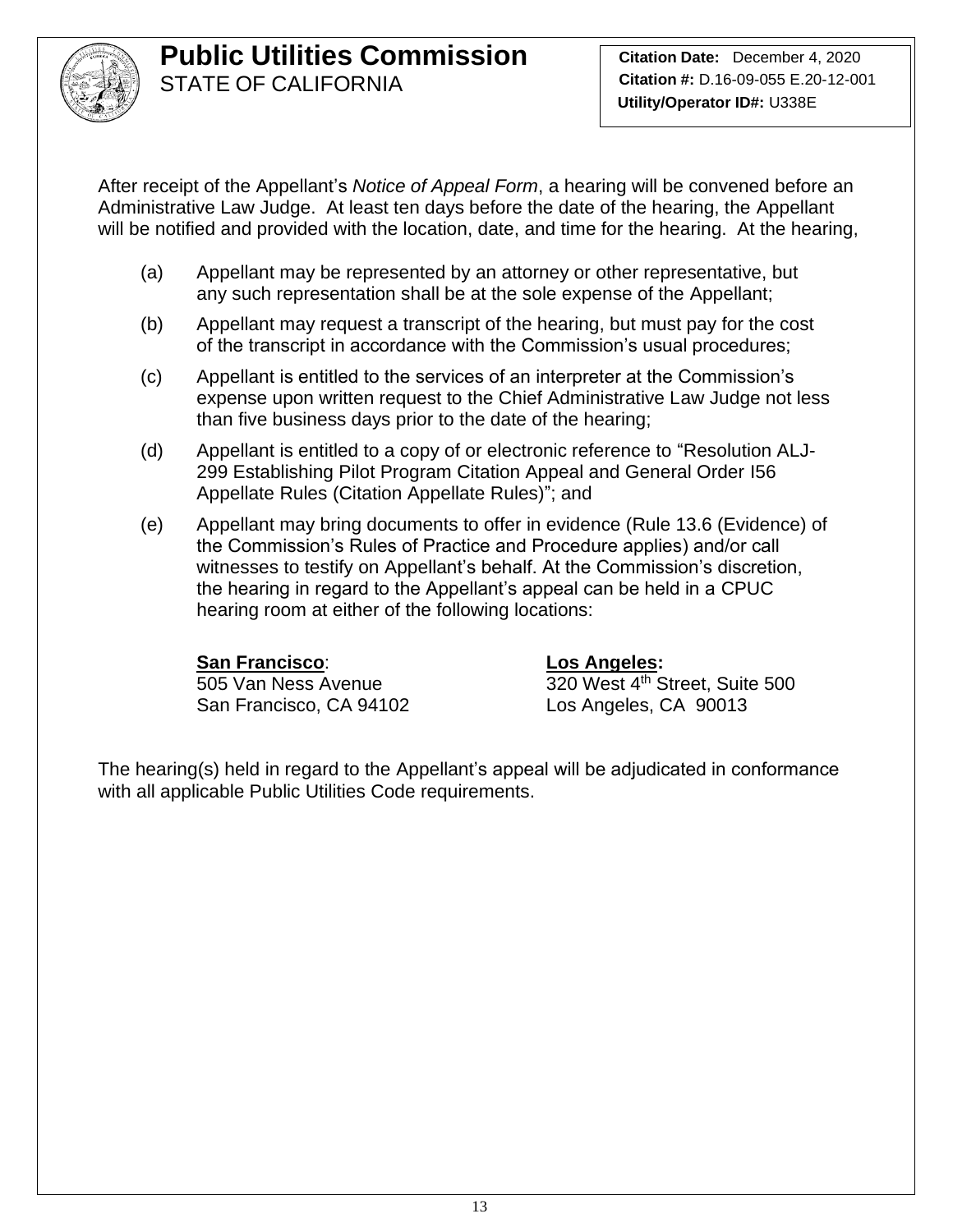After receipt of the Appellant's *Notice of Appeal Form*, a hearing will be convened before an Administrative Law Judge. At least ten days before the date of the hearing, the Appellant will be notified and provided with the location, date, and time for the hearing. At the hearing,

(a) Appellant may be represented by an attorney or other representative, but any such representation shall be at the sole expense of the Appellant;

(b) Appellant may request a transcript of the hearing, but must pay for the cost of the transcript in accordance with the Commission's usual procedures;

(c) Appellant is entitled to the services of an interpreter at the Commission's expense upon written request to the Chief Administrative Law Judge not less than five business days prior to the date of the hearing;

(d) Appellant is entitled to a copy of or electronic reference to "Resolution ALJ-299 Establishing Pilot Program Citation Appeal and General Order I56 Appellate Rules (Citation Appellate Rules)"; and

(e) Appellant may bring documents to offer in evidence (Rule 13.6 (Evidence) of the Commission's Rules of Practice and Procedure applies) and/or call witnesses to testify on Appellant's behalf. At the Commission's discretion, the hearing in regard to the Appellant's appeal can be held in a CPUC hearing room at either of the following locations:

**San Francisco**:
505 Van Ness Avenue
San Francisco, CA 94102

**Los Angeles:**
320 West 4th Street, Suite 500
Los Angeles, CA 90013

The hearing(s) held in regard to the Appellant's appeal will be adjudicated in conformance with all applicable Public Utilities Code requirements.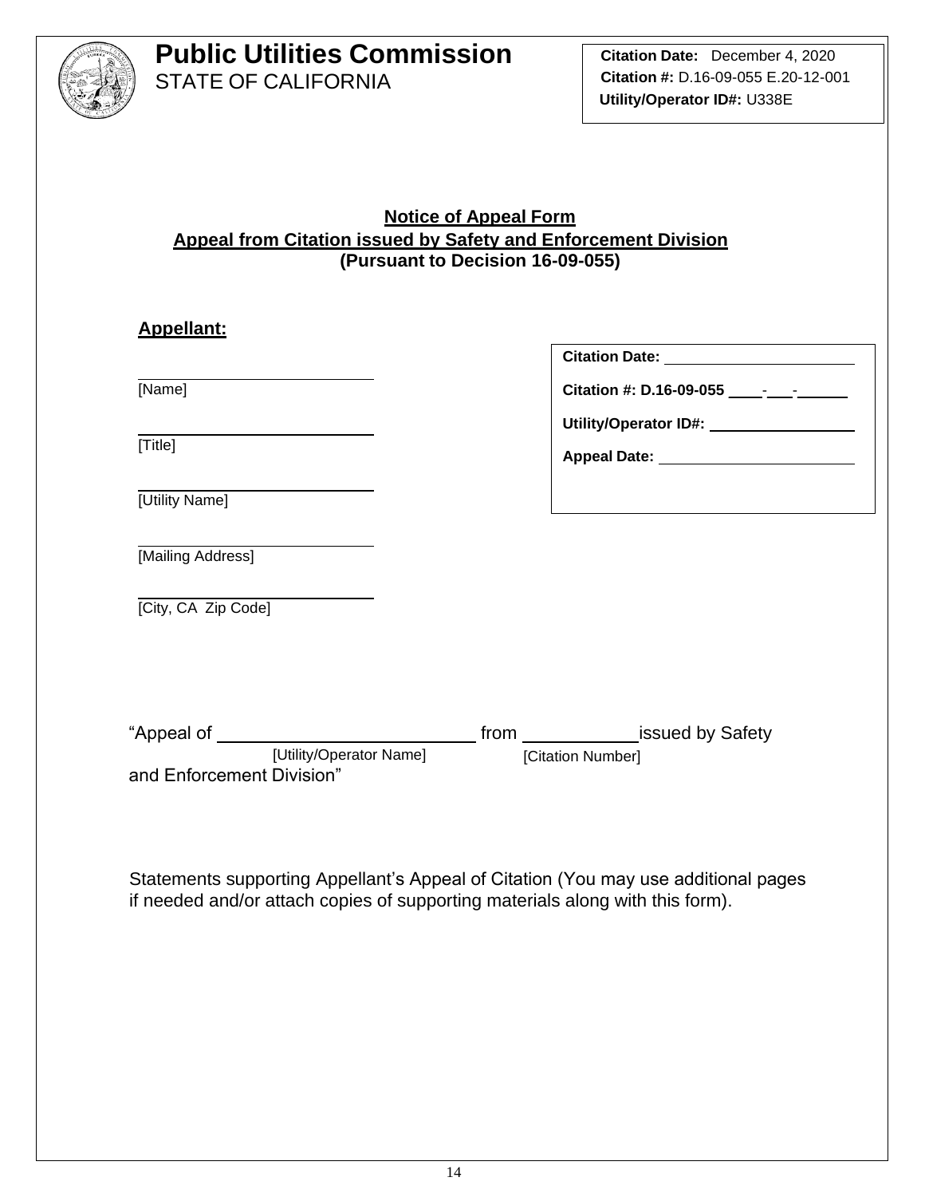# Public Utilities Commission
STATE OF CALIFORNIA

**Citation Date:** December 4, 2020
**Citation #:** D.16-09-055 E.20-12-001
**Utility/Operator ID#:** U338E

**Notice of Appeal Form**
**Appeal from Citation issued by Safety and Enforcement Division**
**(Pursuant to Decision 16-09-055)**

**Appellant:**

______________________
[Name]

______________________
[Title]

______________________
[Utility Name]

______________________
[Mailing Address]

______________________
[City, CA Zip Code]

**Citation Date:** ______________________

**Citation #: D.16-09-055** ____-___-______

**Utility/Operator ID#:** ______________________

**Appeal Date:** ______________________

"Appeal of ______________________ from ____________ issued by Safety and Enforcement Division"
[Utility/Operator Name] [Citation Number]

Statements supporting Appellant's Appeal of Citation (You may use additional pages if needed and/or attach copies of supporting materials along with this form).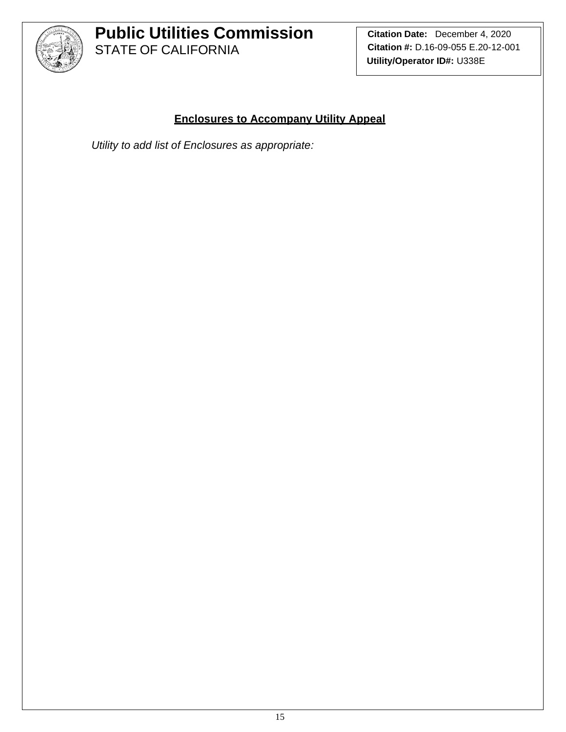# Public Utilities Commission
STATE OF CALIFORNIA

**Citation Date:** December 4, 2020
**Citation #:** D.16-09-055 E.20-12-001
**Utility/Operator ID#:** U338E

## **Enclosures to Accompany Utility Appeal**

*Utility to add list of Enclosures as appropriate:*